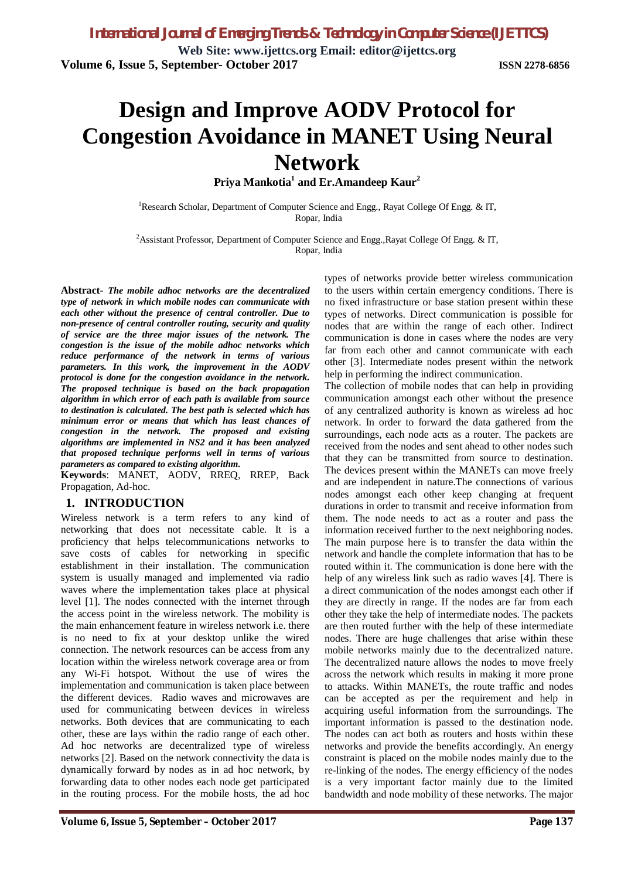# Design and Improve AODV Protocol for Congestion Avoidance in MANET Using Neural Network

**Priya Mankotia[1] and Er.Amandeep Kaur[2]**

[1]Research Scholar, Department of Computer Science and Engg., Rayat College Of Engg. & IT, Ropar, India

[2]Assistant Professor, Department of Computer Science and Engg.,Rayat College Of Engg. & IT, Ropar, India

**Abstract-** ***The mobile adhoc networks are the decentralized type of network in which mobile nodes can communicate with each other without the presence of central controller. Due to non-presence of central controller routing, security and quality of service are the three major issues of the network. The congestion is the issue of the mobile adhoc networks which reduce performance of the network in terms of various parameters. In this work, the improvement in the AODV protocol is done for the congestion avoidance in the network. The proposed technique is based on the back propagation algorithm in which error of each path is available from source to destination is calculated. The best path is selected which has minimum error or means that which has least chances of congestion in the network. The proposed and existing algorithms are implemented in NS2 and it has been analyzed that proposed technique performs well in terms of various parameters as compared to existing algorithm.***

**Keywords**: MANET, AODV, RREQ, RREP, Back Propagation, Ad-hoc.

## 1. INTRODUCTION

Wireless network is a term refers to any kind of networking that does not necessitate cable. It is a proficiency that helps telecommunications networks to save costs of cables for networking in specific establishment in their installation. The communication system is usually managed and implemented via radio waves where the implementation takes place at physical level [1]. The nodes connected with the internet through the access point in the wireless network. The mobility is the main enhancement feature in wireless network i.e. there is no need to fix at your desktop unlike the wired connection. The network resources can be access from any location within the wireless network coverage area or from any Wi-Fi hotspot. Without the use of wires the implementation and communication is taken place between the different devices. Radio waves and microwaves are used for communicating between devices in wireless networks. Both devices that are communicating to each other, these are lays within the radio range of each other. Ad hoc networks are decentralized type of wireless networks [2]. Based on the network connectivity the data is dynamically forward by nodes as in ad hoc network, by forwarding data to other nodes each node get participated in the routing process. For the mobile hosts, the ad hoc types of networks provide better wireless communication to the users within certain emergency conditions. There is no fixed infrastructure or base station present within these types of networks. Direct communication is possible for nodes that are within the range of each other. Indirect communication is done in cases where the nodes are very far from each other and cannot communicate with each other [3]. Intermediate nodes present within the network help in performing the indirect communication.

The collection of mobile nodes that can help in providing communication amongst each other without the presence of any centralized authority is known as wireless ad hoc network. In order to forward the data gathered from the surroundings, each node acts as a router. The packets are received from the nodes and sent ahead to other nodes such that they can be transmitted from source to destination. The devices present within the MANETs can move freely and are independent in nature.The connections of various nodes amongst each other keep changing at frequent durations in order to transmit and receive information from them. The node needs to act as a router and pass the information received further to the next neighboring nodes. The main purpose here is to transfer the data within the network and handle the complete information that has to be routed within it. The communication is done here with the help of any wireless link such as radio waves [4]. There is a direct communication of the nodes amongst each other if they are directly in range. If the nodes are far from each other they take the help of intermediate nodes. The packets are then routed further with the help of these intermediate nodes. There are huge challenges that arise within these mobile networks mainly due to the decentralized nature. The decentralized nature allows the nodes to move freely across the network which results in making it more prone to attacks. Within MANETs, the route traffic and nodes can be accepted as per the requirement and help in acquiring useful information from the surroundings. The important information is passed to the destination node. The nodes can act both as routers and hosts within these networks and provide the benefits accordingly. An energy constraint is placed on the mobile nodes mainly due to the re-linking of the nodes. The energy efficiency of the nodes is a very important factor mainly due to the limited bandwidth and node mobility of these networks. The major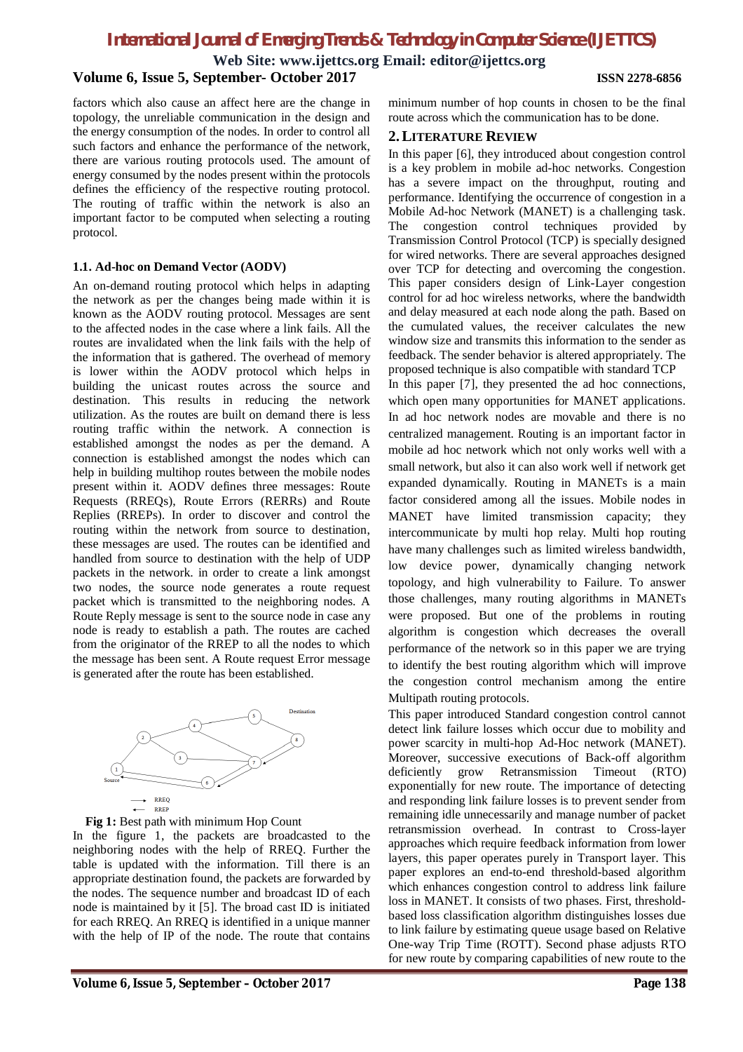factors which also cause an affect here are the change in topology, the unreliable communication in the design and the energy consumption of the nodes. In order to control all such factors and enhance the performance of the network, there are various routing protocols used. The amount of energy consumed by the nodes present within the protocols defines the efficiency of the respective routing protocol. The routing of traffic within the network is also an important factor to be computed when selecting a routing protocol.

### 1.1. Ad-hoc on Demand Vector (AODV)

An on-demand routing protocol which helps in adapting the network as per the changes being made within it is known as the AODV routing protocol. Messages are sent to the affected nodes in the case where a link fails. All the routes are invalidated when the link fails with the help of the information that is gathered. The overhead of memory is lower within the AODV protocol which helps in building the unicast routes across the source and destination. This results in reducing the network utilization. As the routes are built on demand there is less routing traffic within the network. A connection is established amongst the nodes as per the demand. A connection is established amongst the nodes which can help in building multihop routes between the mobile nodes present within it. AODV defines three messages: Route Requests (RREQs), Route Errors (RERRs) and Route Replies (RREPs). In order to discover and control the routing within the network from source to destination, these messages are used. The routes can be identified and handled from source to destination with the help of UDP packets in the network. in order to create a link amongst two nodes, the source node generates a route request packet which is transmitted to the neighboring nodes. A Route Reply message is sent to the source node in case any node is ready to establish a path. The routes are cached from the originator of the RREP to all the nodes to which the message has been sent. A Route request Error message is generated after the route has been established.

**Fig 1:** Best path with minimum Hop Count

In the figure 1, the packets are broadcasted to the neighboring nodes with the help of RREQ. Further the table is updated with the information. Till there is an appropriate destination found, the packets are forwarded by the nodes. The sequence number and broadcast ID of each node is maintained by it [5]. The broad cast ID is initiated for each RREQ. An RREQ is identified in a unique manner with the help of IP of the node. The route that contains minimum number of hop counts in chosen to be the final route across which the communication has to be done.

## 2. Literature Review

In this paper [6], they introduced about congestion control is a key problem in mobile ad-hoc networks. Congestion has a severe impact on the throughput, routing and performance. Identifying the occurrence of congestion in a Mobile Ad-hoc Network (MANET) is a challenging task. The congestion control techniques provided by Transmission Control Protocol (TCP) is specially designed for wired networks. There are several approaches designed over TCP for detecting and overcoming the congestion. This paper considers design of Link-Layer congestion control for ad hoc wireless networks, where the bandwidth and delay measured at each node along the path. Based on the cumulated values, the receiver calculates the new window size and transmits this information to the sender as feedback. The sender behavior is altered appropriately. The proposed technique is also compatible with standard TCP

In this paper [7], they presented the ad hoc connections, which open many opportunities for MANET applications. In ad hoc network nodes are movable and there is no centralized management. Routing is an important factor in mobile ad hoc network which not only works well with a small network, but also it can also work well if network get expanded dynamically. Routing in MANETs is a main factor considered among all the issues. Mobile nodes in MANET have limited transmission capacity; they intercommunicate by multi hop relay. Multi hop routing have many challenges such as limited wireless bandwidth, low device power, dynamically changing network topology, and high vulnerability to Failure. To answer those challenges, many routing algorithms in MANETs were proposed. But one of the problems in routing algorithm is congestion which decreases the overall performance of the network so in this paper we are trying to identify the best routing algorithm which will improve the congestion control mechanism among the entire Multipath routing protocols.

This paper introduced Standard congestion control cannot detect link failure losses which occur due to mobility and power scarcity in multi-hop Ad-Hoc network (MANET). Moreover, successive executions of Back-off algorithm deficiently grow Retransmission Timeout (RTO) exponentially for new route. The importance of detecting and responding link failure losses is to prevent sender from remaining idle unnecessarily and manage number of packet retransmission overhead. In contrast to Cross-layer approaches which require feedback information from lower layers, this paper operates purely in Transport layer. This paper explores an end-to-end threshold-based algorithm which enhances congestion control to address link failure loss in MANET. It consists of two phases. First, threshold-based loss classification algorithm distinguishes losses due to link failure by estimating queue usage based on Relative One-way Trip Time (ROTT). Second phase adjusts RTO for new route by comparing capabilities of new route to the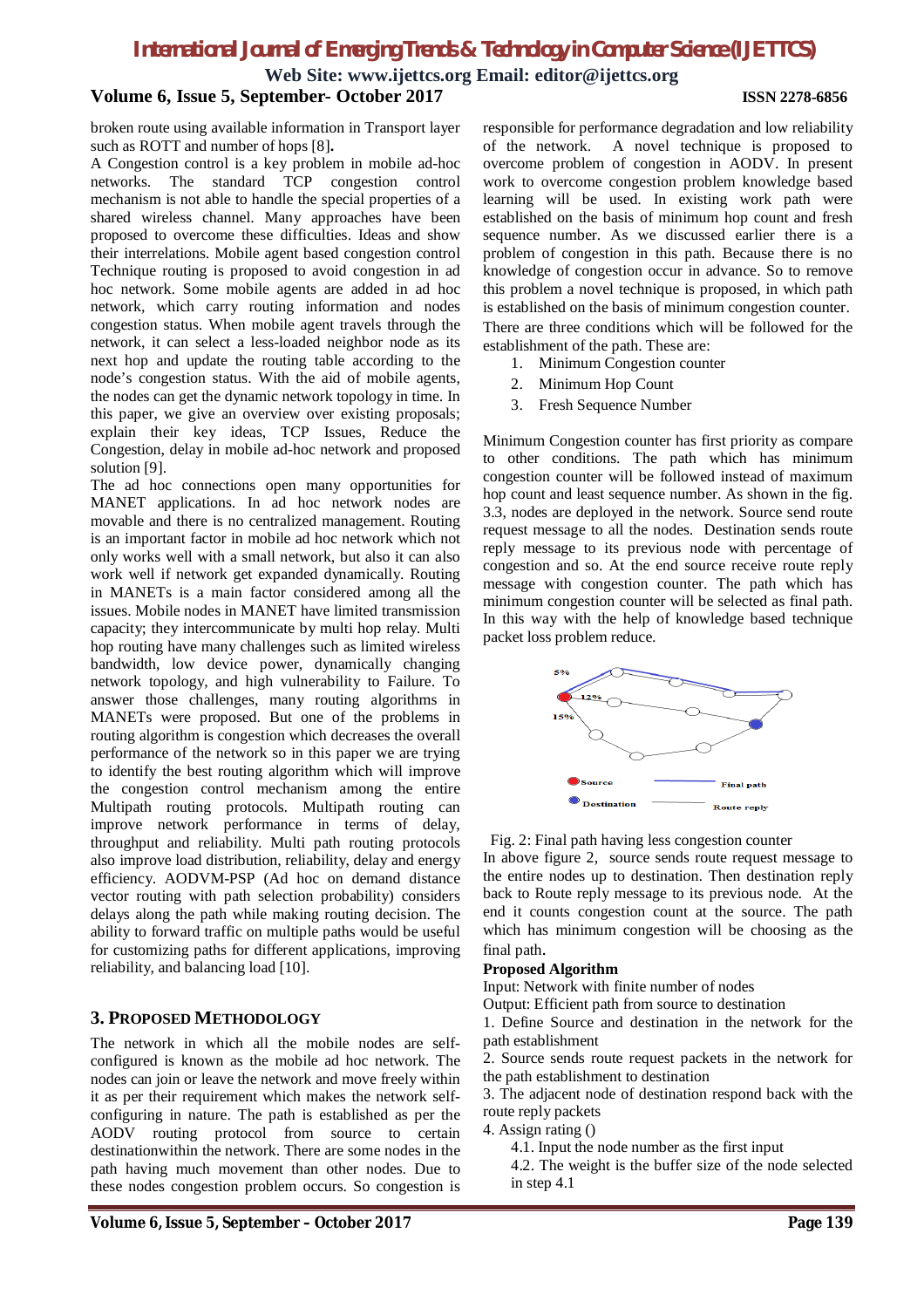broken route using available information in Transport layer such as ROTT and number of hops [8].

A Congestion control is a key problem in mobile ad-hoc networks. The standard TCP congestion control mechanism is not able to handle the special properties of a shared wireless channel. Many approaches have been proposed to overcome these difficulties. Ideas and show their interrelations. Mobile agent based congestion control Technique routing is proposed to avoid congestion in ad hoc network. Some mobile agents are added in ad hoc network, which carry routing information and nodes congestion status. When mobile agent travels through the network, it can select a less-loaded neighbor node as its next hop and update the routing table according to the node's congestion status. With the aid of mobile agents, the nodes can get the dynamic network topology in time. In this paper, we give an overview over existing proposals; explain their key ideas, TCP Issues, Reduce the Congestion, delay in mobile ad-hoc network and proposed solution [9].

The ad hoc connections open many opportunities for MANET applications. In ad hoc network nodes are movable and there is no centralized management. Routing is an important factor in mobile ad hoc network which not only works well with a small network, but also it can also work well if network get expanded dynamically. Routing in MANETs is a main factor considered among all the issues. Mobile nodes in MANET have limited transmission capacity; they intercommunicate by multi hop relay. Multi hop routing have many challenges such as limited wireless bandwidth, low device power, dynamically changing network topology, and high vulnerability to Failure. To answer those challenges, many routing algorithms in MANETs were proposed. But one of the problems in routing algorithm is congestion which decreases the overall performance of the network so in this paper we are trying to identify the best routing algorithm which will improve the congestion control mechanism among the entire Multipath routing protocols. Multipath routing can improve network performance in terms of delay, throughput and reliability. Multi path routing protocols also improve load distribution, reliability, delay and energy efficiency. AODVM-PSP (Ad hoc on demand distance vector routing with path selection probability) considers delays along the path while making routing decision. The ability to forward traffic on multiple paths would be useful for customizing paths for different applications, improving reliability, and balancing load [10].

## 3. Proposed Methodology

The network in which all the mobile nodes are self-configured is known as the mobile ad hoc network. The nodes can join or leave the network and move freely within it as per their requirement which makes the network self-configuring in nature. The path is established as per the AODV routing protocol from source to certain destinationwithin the network. There are some nodes in the path having much movement than other nodes. Due to these nodes congestion problem occurs. So congestion is responsible for performance degradation and low reliability of the network. A novel technique is proposed to overcome problem of congestion in AODV. In present work to overcome congestion problem knowledge based learning will be used. In existing work path were established on the basis of minimum hop count and fresh sequence number. As we discussed earlier there is a problem of congestion in this path. Because there is no knowledge of congestion occur in advance. So to remove this problem a novel technique is proposed, in which path is established on the basis of minimum congestion counter.

There are three conditions which will be followed for the establishment of the path. These are:

1. Minimum Congestion counter
2. Minimum Hop Count
3. Fresh Sequence Number

Minimum Congestion counter has first priority as compare to other conditions. The path which has minimum congestion counter will be followed instead of maximum hop count and least sequence number. As shown in the fig. 3.3, nodes are deployed in the network. Source send route request message to all the nodes. Destination sends route reply message to its previous node with percentage of congestion and so. At the end source receive route reply message with congestion counter. The path which has minimum congestion counter will be selected as final path. In this way with the help of knowledge based technique packet loss problem reduce.

Fig. 2: Final path having less congestion counter

In above figure 2, source sends route request message to the entire nodes up to destination. Then destination reply back to Route reply message to its previous node. At the end it counts congestion count at the source. The path which has minimum congestion will be choosing as the final path.

**Proposed Algorithm**

Input: Network with finite number of nodes

Output: Efficient path from source to destination

1. Define Source and destination in the network for the path establishment
2. Source sends route request packets in the network for the path establishment to destination
3. The adjacent node of destination respond back with the route reply packets
4. Assign rating ()
   4.1. Input the node number as the first input
   4.2. The weight is the buffer size of the node selected in step 4.1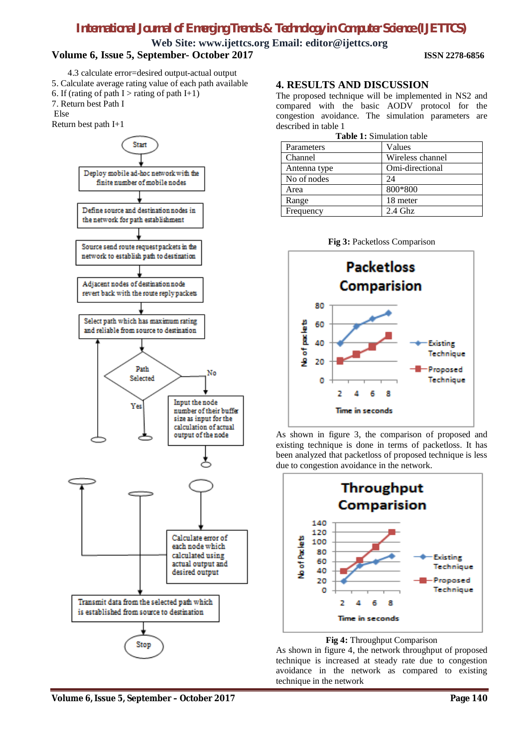4.3 calculate error=desired output-actual output

5. Calculate average rating value of each path available
6. If (rating of path I > rating of path I+1)
7. Return best Path I

Else

Return best path I+1

## 4. RESULTS AND DISCUSSION

The proposed technique will be implemented in NS2 and compared with the basic AODV protocol for the congestion avoidance. The simulation parameters are described in table 1

**Table 1:** Simulation table

| Parameters | Values |
|---|---|
| Channel | Wireless channel |
| Antenna type | Omi-directional |
| No of nodes | 24 |
| Area | 800*800 |
| Range | 18 meter |
| Frequency | 2.4 Ghz |

**Fig 3:** Packetloss Comparison

As shown in figure 3, the comparison of proposed and existing technique is done in terms of packetloss. It has been analyzed that packetloss of proposed technique is less due to congestion avoidance in the network.

**Fig 4:** Throughput Comparison

As shown in figure 4, the network throughput of proposed technique is increased at steady rate due to congestion avoidance in the network as compared to existing technique in the network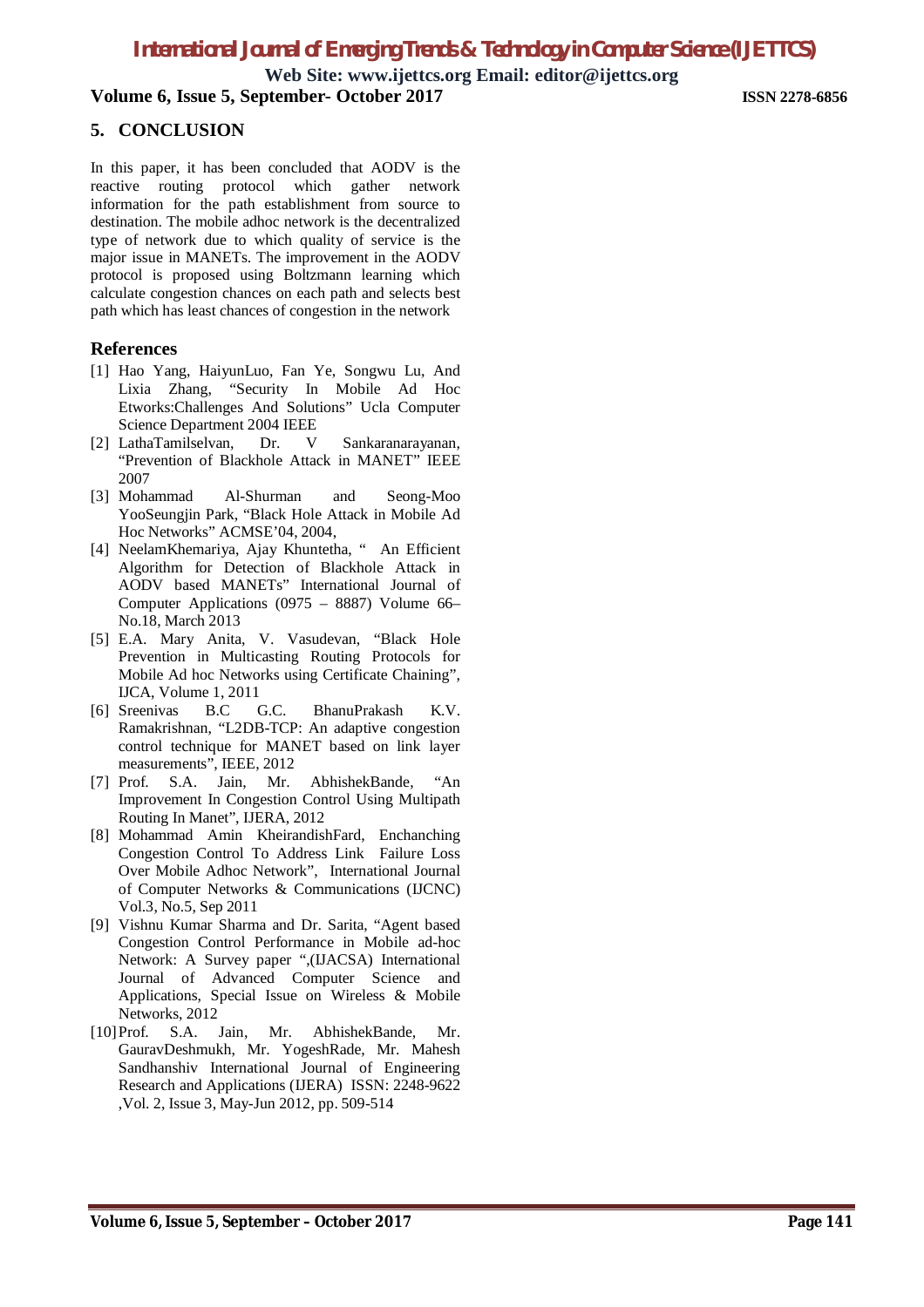## 5. CONCLUSION

In this paper, it has been concluded that AODV is the reactive routing protocol which gather network information for the path establishment from source to destination. The mobile adhoc network is the decentralized type of network due to which quality of service is the major issue in MANETs. The improvement in the AODV protocol is proposed using Boltzmann learning which calculate congestion chances on each path and selects best path which has least chances of congestion in the network

## References

[1] Hao Yang, HaiyunLuo, Fan Ye, Songwu Lu, And Lixia Zhang, "Security In Mobile Ad Hoc Etworks:Challenges And Solutions" Ucla Computer Science Department 2004 IEEE

[2] LathaTamilselvan, Dr. V Sankaranarayanan, "Prevention of Blackhole Attack in MANET" IEEE 2007

[3] Mohammad Al-Shurman and Seong-Moo YooSeungjin Park, "Black Hole Attack in Mobile Ad Hoc Networks" ACMSE'04, 2004,

[4] NeelamKhemariya, Ajay Khuntetha, " An Efficient Algorithm for Detection of Blackhole Attack in AODV based MANETs" International Journal of Computer Applications (0975 – 8887) Volume 66– No.18, March 2013

[5] E.A. Mary Anita, V. Vasudevan, "Black Hole Prevention in Multicasting Routing Protocols for Mobile Ad hoc Networks using Certificate Chaining", IJCA, Volume 1, 2011

[6] Sreenivas B.C G.C. BhanuPrakash K.V. Ramakrishnan, "L2DB-TCP: An adaptive congestion control technique for MANET based on link layer measurements", IEEE, 2012

[7] Prof. S.A. Jain, Mr. AbhishekBande, "An Improvement In Congestion Control Using Multipath Routing In Manet", IJERA, 2012

[8] Mohammad Amin KheirandishFard, Enchanching Congestion Control To Address Link Failure Loss Over Mobile Adhoc Network", International Journal of Computer Networks & Communications (IJCNC) Vol.3, No.5, Sep 2011

[9] Vishnu Kumar Sharma and Dr. Sarita, "Agent based Congestion Control Performance in Mobile ad-hoc Network: A Survey paper ",(IJACSA) International Journal of Advanced Computer Science and Applications, Special Issue on Wireless & Mobile Networks, 2012

[10] Prof. S.A. Jain, Mr. AbhishekBande, Mr. GauravDeshmukh, Mr. YogeshRade, Mr. Mahesh Sandhanshiv International Journal of Engineering Research and Applications (IJERA) ISSN: 2248-9622 ,Vol. 2, Issue 3, May-Jun 2012, pp. 509-514